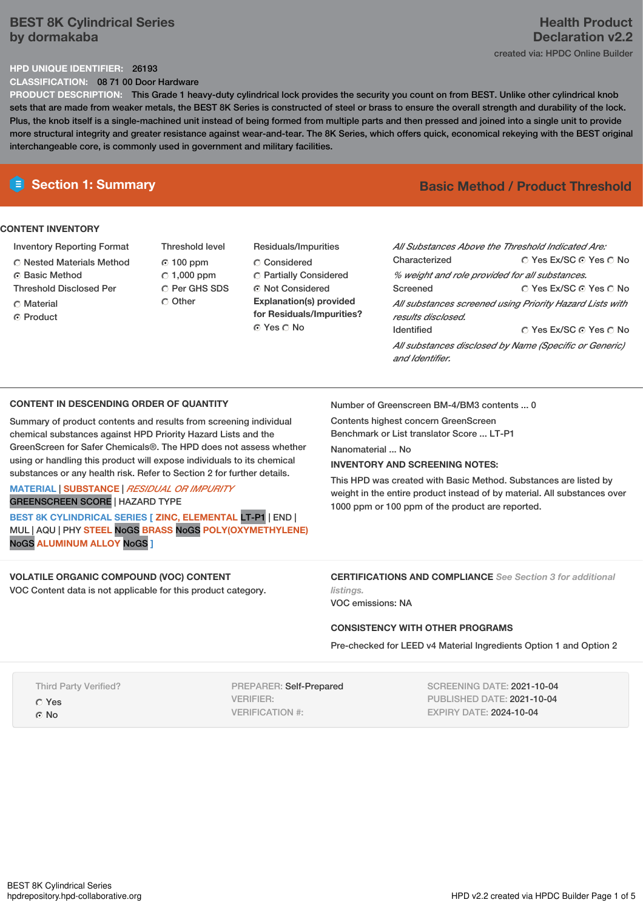# BEST 8K Cylindrical Series by dormakaba

**Health Product Declaration v2.2**

created via: HPDC Online Builder

**HPD UNIQUE IDENTIFIER:** 26193

**CLASSIFICATION:** 08 71 00 Door Hardware

**PRODUCT DESCRIPTION:** This Grade 1 heavy-duty cylindrical lock provides the security you count on from BEST. Unlike other cylindrical knob sets that are made from weaker metals, the BEST 8K Series is constructed of steel or brass to ensure the overall strength and durability of the lock. Plus, the knob itself is a single-machined unit instead of being formed from multiple parts and then pressed and joined into a single unit to provide more structural integrity and greater resistance against wear-and-tear. The 8K Series, which offers quick, economical rekeying with the BEST original interchangeable core, is commonly used in government and military facilities.

## Section 1: Summary

**Basic Method / Product Threshold**

### CONTENT INVENTORY

Inventory Reporting Format
- ○ Nested Materials Method
- ◉ Basic Method

Threshold Disclosed Per
- ○ Material
- ◉ Product

Threshold level
- ◉ 100 ppm
- ○ 1,000 ppm
- ○ Per GHS SDS
- ○ Other

Residuals/Impurities
- ○ Considered
- ○ Partially Considered
- ◉ Not Considered

**Explanation(s) provided for Residuals/Impurities?**
◉ Yes ○ No

*All Substances Above the Threshold Indicated Are:*

Characterized ○ Yes Ex/SC ◉ Yes ○ No
*% weight and role provided for all substances.*

Screened ○ Yes Ex/SC ◉ Yes ○ No
*All substances screened using Priority Hazard Lists with results disclosed.*

Identified ○ Yes Ex/SC ◉ Yes ○ No
*All substances disclosed by Name (Specific or Generic) and Identifier.*

### CONTENT IN DESCENDING ORDER OF QUANTITY

Summary of product contents and results from screening individual chemical substances against HPD Priority Hazard Lists and the GreenScreen for Safer Chemicals®. The HPD does not assess whether using or handling this product will expose individuals to its chemical substances or any health risk. Refer to Section 2 for further details.

MATERIAL | SUBSTANCE | *RESIDUAL OR IMPURITY*
GREENSCREEN SCORE | HAZARD TYPE

BEST 8K CYLINDRICAL SERIES [ ZINC, ELEMENTAL LT-P1 | END | MUL | AQU | PHY STEEL NoGS BRASS NoGS POLY(OXYMETHYLENE) NoGS ALUMINUM ALLOY NoGS ]

Number of Greenscreen BM-4/BM3 contents ... 0

Contents highest concern GreenScreen Benchmark or List translator Score ... LT-P1

Nanomaterial ... No

**INVENTORY AND SCREENING NOTES:**

This HPD was created with Basic Method. Substances are listed by weight in the entire product instead of by material. All substances over 1000 ppm or 100 ppm of the product are reported.

### VOLATILE ORGANIC COMPOUND (VOC) CONTENT

VOC Content data is not applicable for this product category.

### CERTIFICATIONS AND COMPLIANCE *See Section 3 for additional listings.*

VOC emissions: NA

### CONSISTENCY WITH OTHER PROGRAMS

Pre-checked for LEED v4 Material Ingredients Option 1 and Option 2

Third Party Verified?
- ○ Yes
- ◉ No

PREPARER: Self-Prepared
VERIFIER:
VERIFICATION #:

SCREENING DATE: 2021-10-04
PUBLISHED DATE: 2021-10-04
EXPIRY DATE: 2024-10-04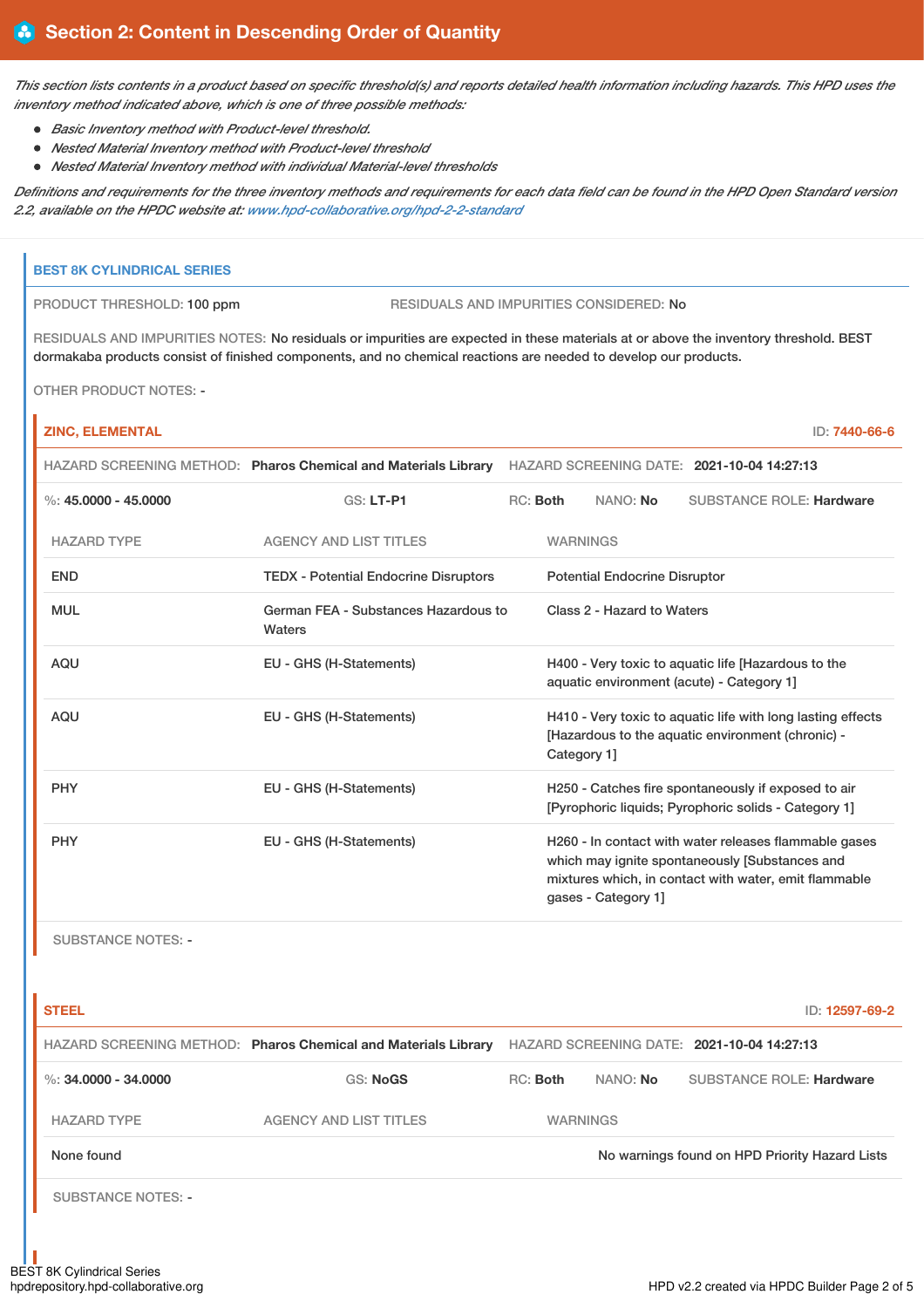## Section 2: Content in Descending Order of Quantity

*This section lists contents in a product based on specific threshold(s) and reports detailed health information including hazards. This HPD uses the inventory method indicated above, which is one of three possible methods:*

- *Basic Inventory method with Product-level threshold.*
- *Nested Material Inventory method with Product-level threshold*
- *Nested Material Inventory method with individual Material-level thresholds*

*Definitions and requirements for the three inventory methods and requirements for each data field can be found in the HPD Open Standard version 2.2, available on the HPDC website at: www.hpd-collaborative.org/hpd-2-2-standard*

### BEST 8K CYLINDRICAL SERIES

PRODUCT THRESHOLD: 100 ppm

RESIDUALS AND IMPURITIES CONSIDERED: No

RESIDUALS AND IMPURITIES NOTES: No residuals or impurities are expected in these materials at or above the inventory threshold. BEST dormakaba products consist of finished components, and no chemical reactions are needed to develop our products.

OTHER PRODUCT NOTES: -

#### ZINC, ELEMENTAL

ID: 7440-66-6

HAZARD SCREENING METHOD: **Pharos Chemical and Materials Library** HAZARD SCREENING DATE: **2021-10-04 14:27:13**

%: **45.0000 - 45.0000** GS: **LT-P1** RC: **Both** NANO: **No** SUBSTANCE ROLE: **Hardware**

| HAZARD TYPE | AGENCY AND LIST TITLES | WARNINGS |
|---|---|---|
| END | TEDX - Potential Endocrine Disruptors | Potential Endocrine Disruptor |
| MUL | German FEA - Substances Hazardous to Waters | Class 2 - Hazard to Waters |
| AQU | EU - GHS (H-Statements) | H400 - Very toxic to aquatic life [Hazardous to the aquatic environment (acute) - Category 1] |
| AQU | EU - GHS (H-Statements) | H410 - Very toxic to aquatic life with long lasting effects [Hazardous to the aquatic environment (chronic) - Category 1] |
| PHY | EU - GHS (H-Statements) | H250 - Catches fire spontaneously if exposed to air [Pyrophoric liquids; Pyrophoric solids - Category 1] |
| PHY | EU - GHS (H-Statements) | H260 - In contact with water releases flammable gases which may ignite spontaneously [Substances and mixtures which, in contact with water, emit flammable gases - Category 1] |

SUBSTANCE NOTES: -

#### STEEL

ID: 12597-69-2

HAZARD SCREENING METHOD: **Pharos Chemical and Materials Library** HAZARD SCREENING DATE: **2021-10-04 14:27:13**

%: **34.0000 - 34.0000** GS: **NoGS** RC: **Both** NANO: **No** SUBSTANCE ROLE: **Hardware**

| HAZARD TYPE | AGENCY AND LIST TITLES | WARNINGS |
|---|---|---|
| None found | | No warnings found on HPD Priority Hazard Lists |

SUBSTANCE NOTES: -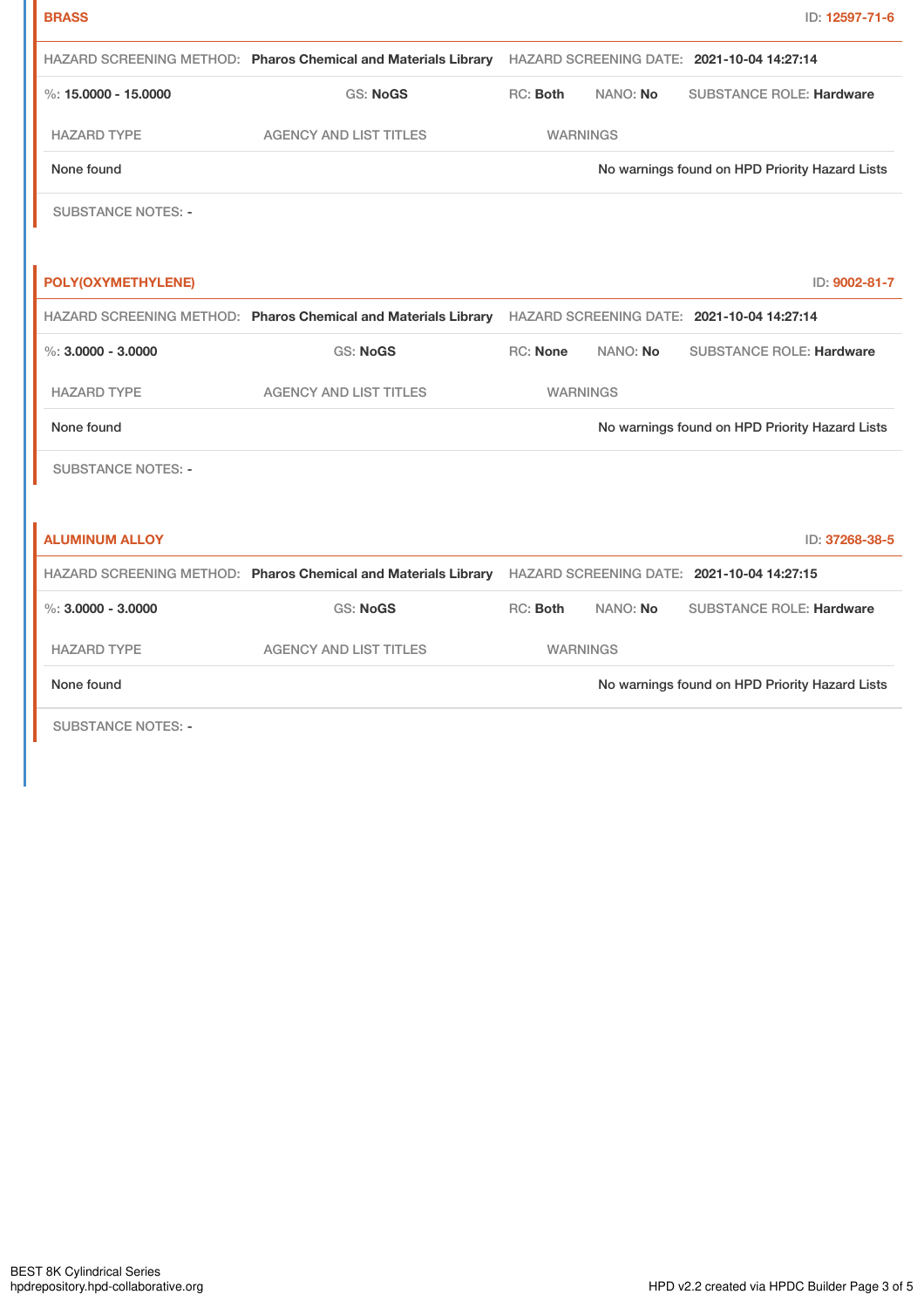**BRASS** ID: 12597-71-6

HAZARD SCREENING METHOD: **Pharos Chemical and Materials Library** HAZARD SCREENING DATE: **2021-10-04 14:27:14**

%: **15.0000 - 15.0000** GS: **NoGS** RC: **Both** NANO: **No** SUBSTANCE ROLE: **Hardware**

| HAZARD TYPE | AGENCY AND LIST TITLES | WARNINGS |
|---|---|---|
| None found | | No warnings found on HPD Priority Hazard Lists |

SUBSTANCE NOTES: -

**POLY(OXYMETHYLENE)** ID: 9002-81-7

HAZARD SCREENING METHOD: **Pharos Chemical and Materials Library** HAZARD SCREENING DATE: **2021-10-04 14:27:14**

%: **3.0000 - 3.0000** GS: **NoGS** RC: **None** NANO: **No** SUBSTANCE ROLE: **Hardware**

| HAZARD TYPE | AGENCY AND LIST TITLES | WARNINGS |
|---|---|---|
| None found | | No warnings found on HPD Priority Hazard Lists |

SUBSTANCE NOTES: -

**ALUMINUM ALLOY** ID: 37268-38-5

HAZARD SCREENING METHOD: **Pharos Chemical and Materials Library** HAZARD SCREENING DATE: **2021-10-04 14:27:15**

%: **3.0000 - 3.0000** GS: **NoGS** RC: **Both** NANO: **No** SUBSTANCE ROLE: **Hardware**

| HAZARD TYPE | AGENCY AND LIST TITLES | WARNINGS |
|---|---|---|
| None found | | No warnings found on HPD Priority Hazard Lists |

SUBSTANCE NOTES: -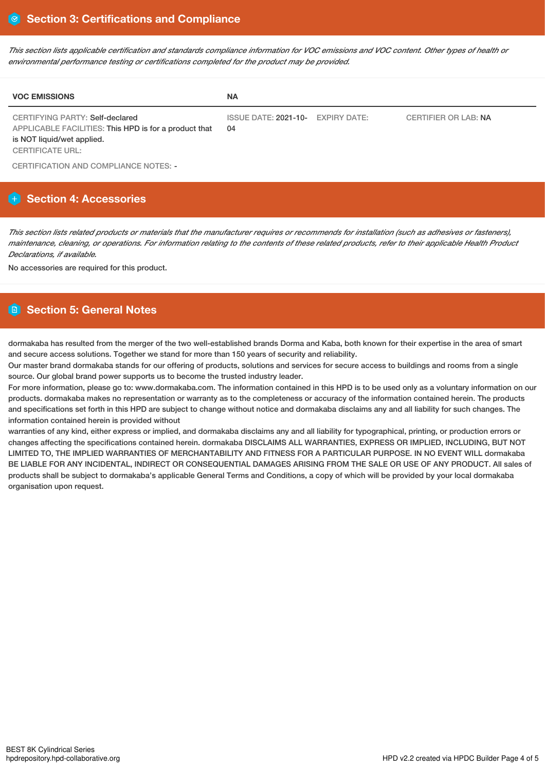## Section 3: Certifications and Compliance

*This section lists applicable certification and standards compliance information for VOC emissions and VOC content. Other types of health or environmental performance testing or certifications completed for the product may be provided.*

| VOC EMISSIONS | NA | | |
|---|---|---|---|
| CERTIFYING PARTY: Self-declared<br>APPLICABLE FACILITIES: This HPD is for a product that is NOT liquid/wet applied.<br>CERTIFICATE URL: | ISSUE DATE: 2021-10-04 | EXPIRY DATE: | CERTIFIER OR LAB: NA |

CERTIFICATION AND COMPLIANCE NOTES: -

## Section 4: Accessories

*This section lists related products or materials that the manufacturer requires or recommends for installation (such as adhesives or fasteners), maintenance, cleaning, or operations. For information relating to the contents of these related products, refer to their applicable Health Product Declarations, if available.*

No accessories are required for this product.

## Section 5: General Notes

dormakaba has resulted from the merger of the two well-established brands Dorma and Kaba, both known for their expertise in the area of smart and secure access solutions. Together we stand for more than 150 years of security and reliability.
Our master brand dormakaba stands for our offering of products, solutions and services for secure access to buildings and rooms from a single source. Our global brand power supports us to become the trusted industry leader.
For more information, please go to: www.dormakaba.com. The information contained in this HPD is to be used only as a voluntary information on our products. dormakaba makes no representation or warranty as to the completeness or accuracy of the information contained herein. The products and specifications set forth in this HPD are subject to change without notice and dormakaba disclaims any and all liability for such changes. The information contained herein is provided without
warranties of any kind, either express or implied, and dormakaba disclaims any and all liability for typographical, printing, or production errors or changes affecting the specifications contained herein. dormakaba DISCLAIMS ALL WARRANTIES, EXPRESS OR IMPLIED, INCLUDING, BUT NOT LIMITED TO, THE IMPLIED WARRANTIES OF MERCHANTABILITY AND FITNESS FOR A PARTICULAR PURPOSE. IN NO EVENT WILL dormakaba BE LIABLE FOR ANY INCIDENTAL, INDIRECT OR CONSEQUENTIAL DAMAGES ARISING FROM THE SALE OR USE OF ANY PRODUCT. All sales of products shall be subject to dormakaba's applicable General Terms and Conditions, a copy of which will be provided by your local dormakaba organisation upon request.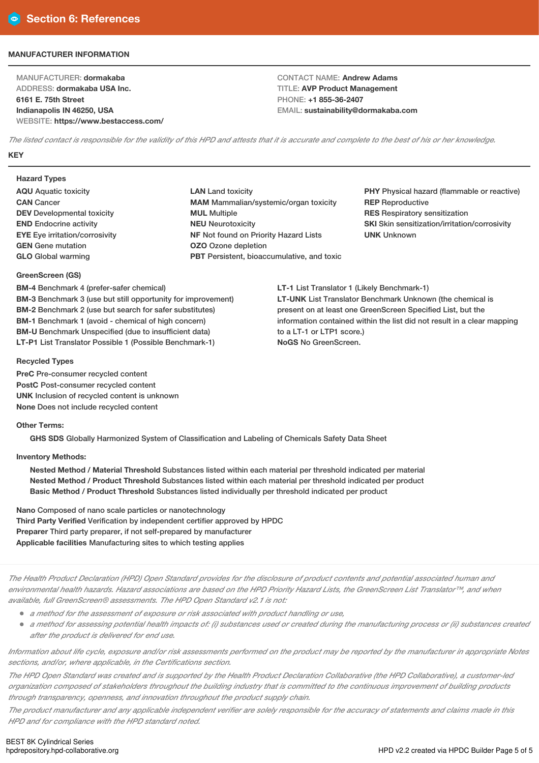# Section 6: References

## MANUFACTURER INFORMATION

MANUFACTURER: **dormakaba**
ADDRESS: **dormakaba USA Inc.**
**6161 E. 75th Street**
**Indianapolis IN 46250, USA**
WEBSITE: **https://www.bestaccess.com/**

CONTACT NAME: **Andrew Adams**
TITLE: **AVP Product Management**
PHONE: **+1 855-36-2407**
EMAIL: **sustainability@dormakaba.com**

*The listed contact is responsible for the validity of this HPD and attests that it is accurate and complete to the best of his or her knowledge.*

## KEY

### Hazard Types

**AQU** Aquatic toxicity
**CAN** Cancer
**DEV** Developmental toxicity
**END** Endocrine activity
**EYE** Eye irritation/corrosivity
**GEN** Gene mutation
**GLO** Global warming
**LAN** Land toxicity
**MAM** Mammalian/systemic/organ toxicity
**MUL** Multiple
**NEU** Neurotoxicity
**NF** Not found on Priority Hazard Lists
**OZO** Ozone depletion
**PBT** Persistent, bioaccumulative, and toxic
**PHY** Physical hazard (flammable or reactive)
**REP** Reproductive
**RES** Respiratory sensitization
**SKI** Skin sensitization/irritation/corrosivity
**UNK** Unknown

### GreenScreen (GS)

**BM-4** Benchmark 4 (prefer-safer chemical)
**BM-3** Benchmark 3 (use but still opportunity for improvement)
**BM-2** Benchmark 2 (use but search for safer substitutes)
**BM-1** Benchmark 1 (avoid - chemical of high concern)
**BM-U** Benchmark Unspecified (due to insufficient data)
**LT-P1** List Translator Possible 1 (Possible Benchmark-1)
**LT-1** List Translator 1 (Likely Benchmark-1)
**LT-UNK** List Translator Benchmark Unknown (the chemical is present on at least one GreenScreen Specified List, but the information contained within the list did not result in a clear mapping to a LT-1 or LTP1 score.)
**NoGS** No GreenScreen.

### Recycled Types

**PreC** Pre-consumer recycled content
**PostC** Post-consumer recycled content
**UNK** Inclusion of recycled content is unknown
**None** Does not include recycled content

### Other Terms:

**GHS SDS** Globally Harmonized System of Classification and Labeling of Chemicals Safety Data Sheet

### Inventory Methods:

**Nested Method / Material Threshold** Substances listed within each material per threshold indicated per material
**Nested Method / Product Threshold** Substances listed within each material per threshold indicated per product
**Basic Method / Product Threshold** Substances listed individually per threshold indicated per product

**Nano** Composed of nano scale particles or nanotechnology
**Third Party Verified** Verification by independent certifier approved by HPDC
**Preparer** Third party preparer, if not self-prepared by manufacturer
**Applicable facilities** Manufacturing sites to which testing applies

*The Health Product Declaration (HPD) Open Standard provides for the disclosure of product contents and potential associated human and environmental health hazards. Hazard associations are based on the HPD Priority Hazard Lists, the GreenScreen List Translator™, and when available, full GreenScreen® assessments. The HPD Open Standard v2.1 is not:*

- *a method for the assessment of exposure or risk associated with product handling or use,*
- *a method for assessing potential health impacts of: (i) substances used or created during the manufacturing process or (ii) substances created after the product is delivered for end use.*

*Information about life cycle, exposure and/or risk assessments performed on the product may be reported by the manufacturer in appropriate Notes sections, and/or, where applicable, in the Certifications section.*

*The HPD Open Standard was created and is supported by the Health Product Declaration Collaborative (the HPD Collaborative), a customer-led organization composed of stakeholders throughout the building industry that is committed to the continuous improvement of building products through transparency, openness, and innovation throughout the product supply chain.*

*The product manufacturer and any applicable independent verifier are solely responsible for the accuracy of statements and claims made in this HPD and for compliance with the HPD standard noted.*